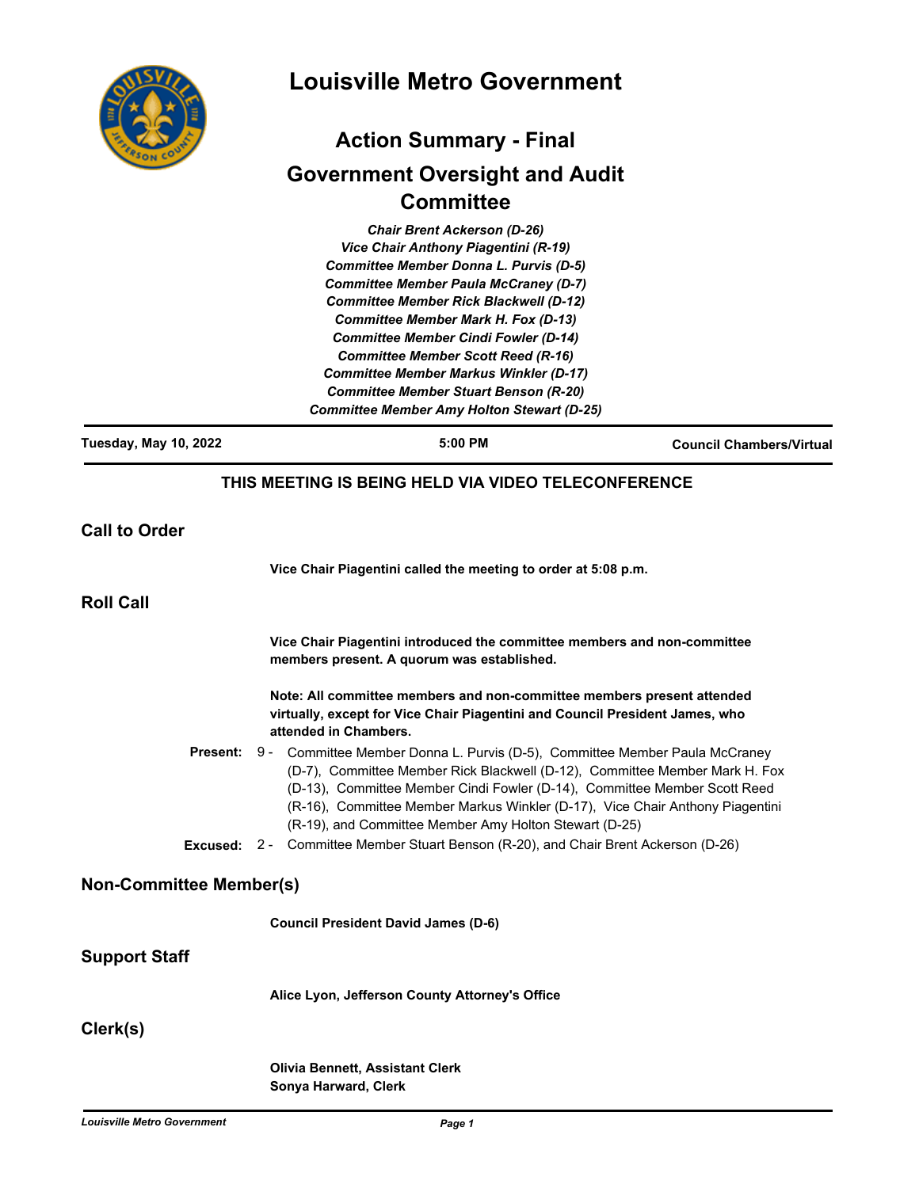# Louisville Metro Government

## Action Summary - Final

## Government Oversight and Audit Committee

*Chair Brent Ackerson (D-26)*
*Vice Chair Anthony Piagentini (R-19)*
*Committee Member Donna L. Purvis (D-5)*
*Committee Member Paula McCraney (D-7)*
*Committee Member Rick Blackwell (D-12)*
*Committee Member Mark H. Fox (D-13)*
*Committee Member Cindi Fowler (D-14)*
*Committee Member Scott Reed (R-16)*
*Committee Member Markus Winkler (D-17)*
*Committee Member Stuart Benson (R-20)*
*Committee Member Amy Holton Stewart (D-25)*

**Tuesday, May 10, 2022** | **5:00 PM** | **Council Chambers/Virtual**

**THIS MEETING IS BEING HELD VIA VIDEO TELECONFERENCE**

## Call to Order

**Vice Chair Piagentini called the meeting to order at 5:08 p.m.**

## Roll Call

**Vice Chair Piagentini introduced the committee members and non-committee members present. A quorum was established.**

**Note: All committee members and non-committee members present attended virtually, except for Vice Chair Piagentini and Council President James, who attended in Chambers.**

**Present:** 9 - Committee Member Donna L. Purvis (D-5), Committee Member Paula McCraney (D-7), Committee Member Rick Blackwell (D-12), Committee Member Mark H. Fox (D-13), Committee Member Cindi Fowler (D-14), Committee Member Scott Reed (R-16), Committee Member Markus Winkler (D-17), Vice Chair Anthony Piagentini (R-19), and Committee Member Amy Holton Stewart (D-25)

**Excused:** 2 - Committee Member Stuart Benson (R-20), and Chair Brent Ackerson (D-26)

## Non-Committee Member(s)

**Council President David James (D-6)**

## Support Staff

**Alice Lyon, Jefferson County Attorney's Office**

## Clerk(s)

**Olivia Bennett, Assistant Clerk**
**Sonya Harward, Clerk**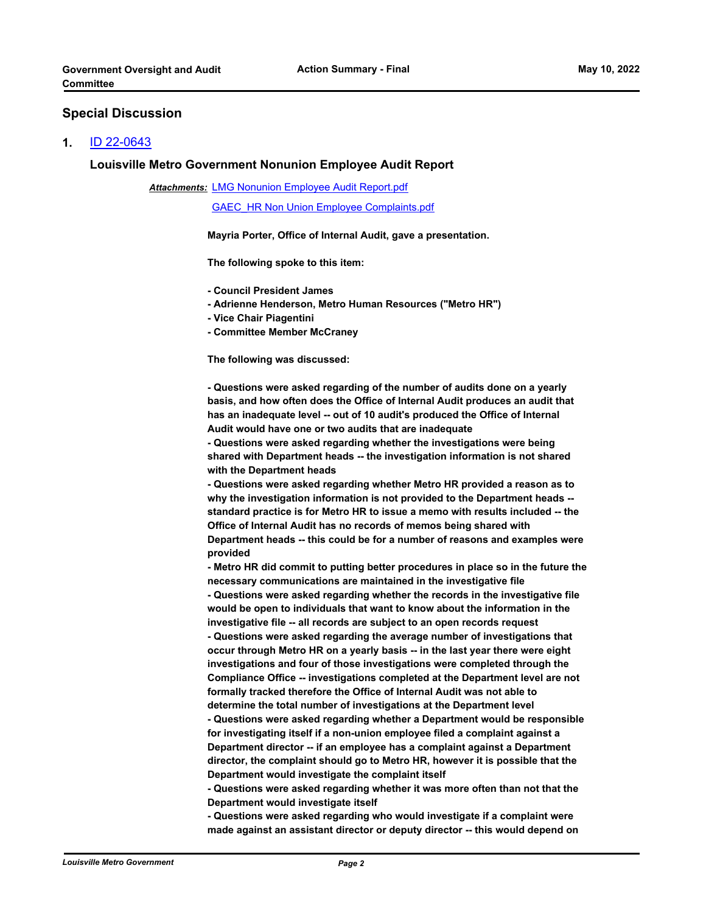## Special Discussion

**1.** ID 22-0643

### Louisville Metro Government Nonunion Employee Audit Report

***Attachments:*** LMG Nonunion Employee Audit Report.pdf
GAEC_HR Non Union Employee Complaints.pdf

**Mayria Porter, Office of Internal Audit, gave a presentation.**

**The following spoke to this item:**

**- Council President James**
**- Adrienne Henderson, Metro Human Resources ("Metro HR")**
**- Vice Chair Piagentini**
**- Committee Member McCraney**

**The following was discussed:**

**- Questions were asked regarding of the number of audits done on a yearly basis, and how often does the Office of Internal Audit produces an audit that has an inadequate level -- out of 10 audit's produced the Office of Internal Audit would have one or two audits that are inadequate**
**- Questions were asked regarding whether the investigations were being shared with Department heads -- the investigation information is not shared with the Department heads**
**- Questions were asked regarding whether Metro HR provided a reason as to why the investigation information is not provided to the Department heads -- standard practice is for Metro HR to issue a memo with results included -- the Office of Internal Audit has no records of memos being shared with Department heads -- this could be for a number of reasons and examples were provided**
**- Metro HR did commit to putting better procedures in place so in the future the necessary communications are maintained in the investigative file**
**- Questions were asked regarding whether the records in the investigative file would be open to individuals that want to know about the information in the investigative file -- all records are subject to an open records request**
**- Questions were asked regarding the average number of investigations that occur through Metro HR on a yearly basis -- in the last year there were eight investigations and four of those investigations were completed through the Compliance Office -- investigations completed at the Department level are not formally tracked therefore the Office of Internal Audit was not able to determine the total number of investigations at the Department level**
**- Questions were asked regarding whether a Department would be responsible for investigating itself if a non-union employee filed a complaint against a Department director -- if an employee has a complaint against a Department director, the complaint should go to Metro HR, however it is possible that the Department would investigate the complaint itself**
**- Questions were asked regarding whether it was more often than not that the Department would investigate itself**
**- Questions were asked regarding who would investigate if a complaint were made against an assistant director or deputy director -- this would depend on**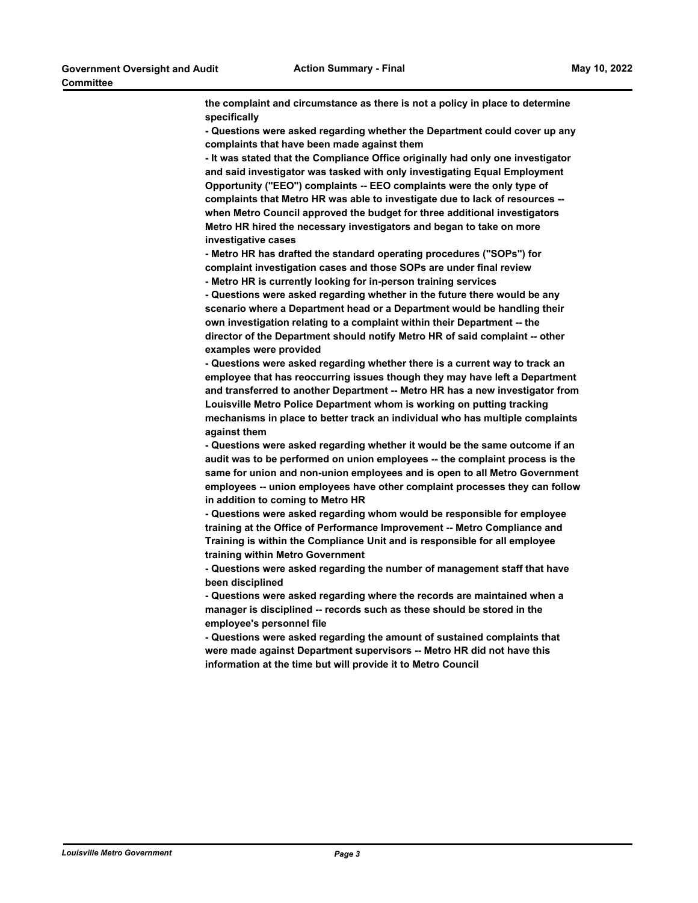**the complaint and circumstance as there is not a policy in place to determine specifically**

**- Questions were asked regarding whether the Department could cover up any complaints that have been made against them**

**- It was stated that the Compliance Office originally had only one investigator and said investigator was tasked with only investigating Equal Employment Opportunity ("EEO") complaints -- EEO complaints were the only type of complaints that Metro HR was able to investigate due to lack of resources -- when Metro Council approved the budget for three additional investigators Metro HR hired the necessary investigators and began to take on more investigative cases**

**- Metro HR has drafted the standard operating procedures ("SOPs") for complaint investigation cases and those SOPs are under final review**

**- Metro HR is currently looking for in-person training services**

**- Questions were asked regarding whether in the future there would be any scenario where a Department head or a Department would be handling their own investigation relating to a complaint within their Department -- the director of the Department should notify Metro HR of said complaint -- other examples were provided**

**- Questions were asked regarding whether there is a current way to track an employee that has reoccurring issues though they may have left a Department and transferred to another Department -- Metro HR has a new investigator from Louisville Metro Police Department whom is working on putting tracking mechanisms in place to better track an individual who has multiple complaints against them**

**- Questions were asked regarding whether it would be the same outcome if an audit was to be performed on union employees -- the complaint process is the same for union and non-union employees and is open to all Metro Government employees -- union employees have other complaint processes they can follow in addition to coming to Metro HR**

**- Questions were asked regarding whom would be responsible for employee training at the Office of Performance Improvement -- Metro Compliance and Training is within the Compliance Unit and is responsible for all employee training within Metro Government**

**- Questions were asked regarding the number of management staff that have been disciplined**

**- Questions were asked regarding where the records are maintained when a manager is disciplined -- records such as these should be stored in the employee's personnel file**

**- Questions were asked regarding the amount of sustained complaints that were made against Department supervisors -- Metro HR did not have this information at the time but will provide it to Metro Council**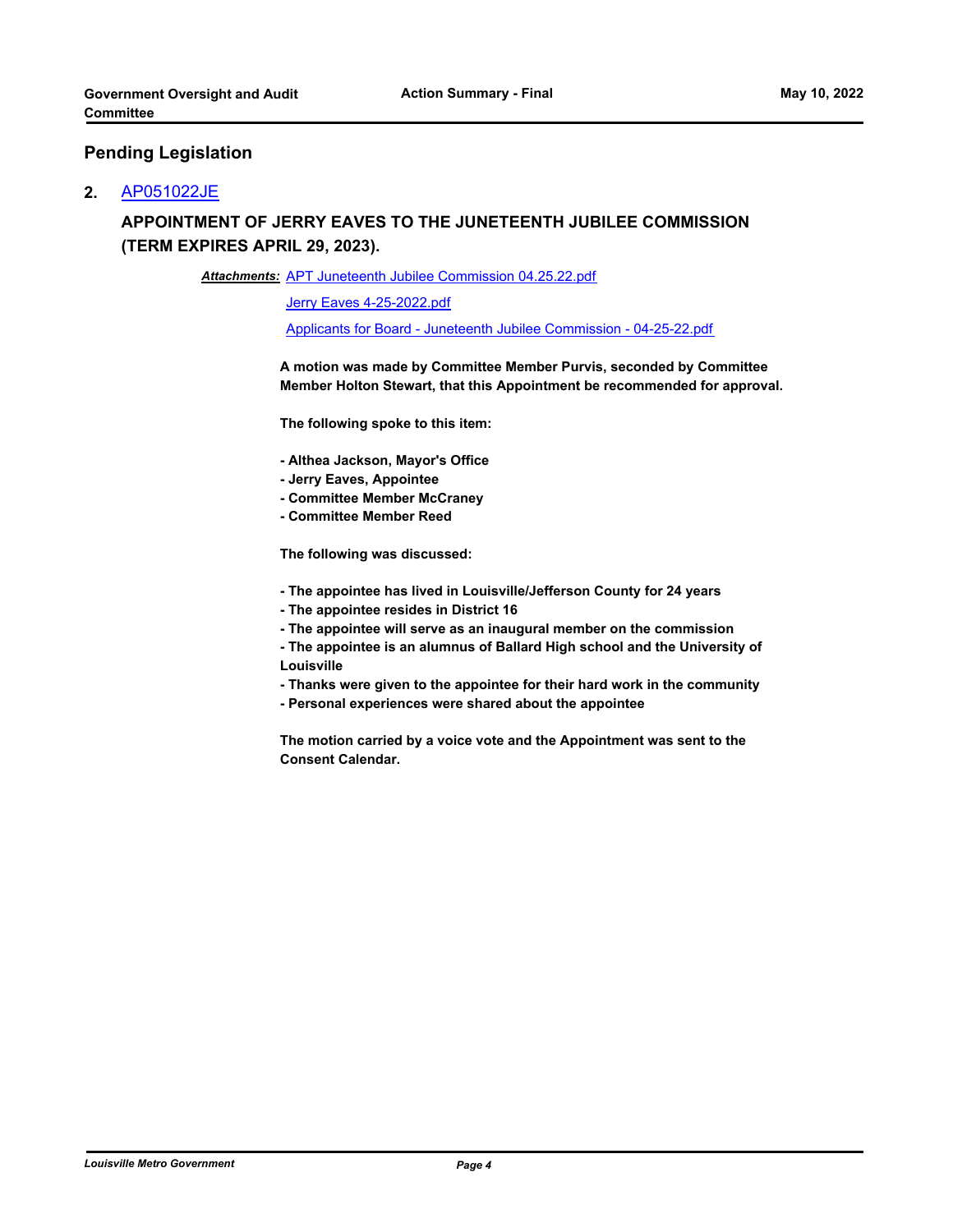## Pending Legislation

**2.** AP051022JE

### APPOINTMENT OF JERRY EAVES TO THE JUNETEENTH JUBILEE COMMISSION (TERM EXPIRES APRIL 29, 2023).

***Attachments:*** APT Juneteenth Jubilee Commission 04.25.22.pdf

Jerry Eaves 4-25-2022.pdf

Applicants for Board - Juneteenth Jubilee Commission - 04-25-22.pdf

**A motion was made by Committee Member Purvis, seconded by Committee Member Holton Stewart, that this Appointment be recommended for approval.**

**The following spoke to this item:**

- **Althea Jackson, Mayor's Office**
- **Jerry Eaves, Appointee**
- **Committee Member McCraney**
- **Committee Member Reed**

**The following was discussed:**

- **The appointee has lived in Louisville/Jefferson County for 24 years**
- **The appointee resides in District 16**
- **The appointee will serve as an inaugural member on the commission**
- **The appointee is an alumnus of Ballard High school and the University of Louisville**
- **Thanks were given to the appointee for their hard work in the community**
- **Personal experiences were shared about the appointee**

**The motion carried by a voice vote and the Appointment was sent to the Consent Calendar.**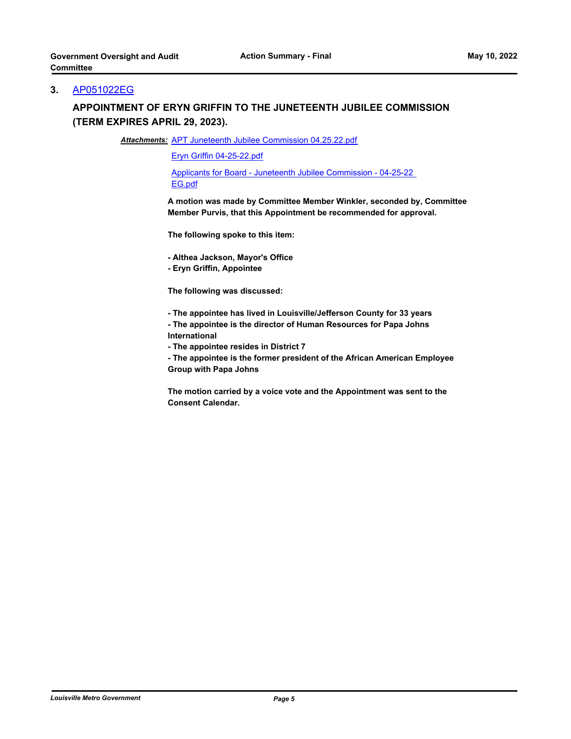## 3. AP051022EG

### APPOINTMENT OF ERYN GRIFFIN TO THE JUNETEENTH JUBILEE COMMISSION (TERM EXPIRES APRIL 29, 2023).

***Attachments:*** APT Juneteenth Jubilee Commission 04.25.22.pdf

Eryn Griffin 04-25-22.pdf

Applicants for Board - Juneteenth Jubilee Commission - 04-25-22 EG.pdf

**A motion was made by Committee Member Winkler, seconded by, Committee Member Purvis, that this Appointment be recommended for approval.**

**The following spoke to this item:**

**- Althea Jackson, Mayor's Office**
**- Eryn Griffin, Appointee**

**The following was discussed:**

**- The appointee has lived in Louisville/Jefferson County for 33 years**
**- The appointee is the director of Human Resources for Papa Johns International**
**- The appointee resides in District 7**
**- The appointee is the former president of the African American Employee Group with Papa Johns**

**The motion carried by a voice vote and the Appointment was sent to the Consent Calendar.**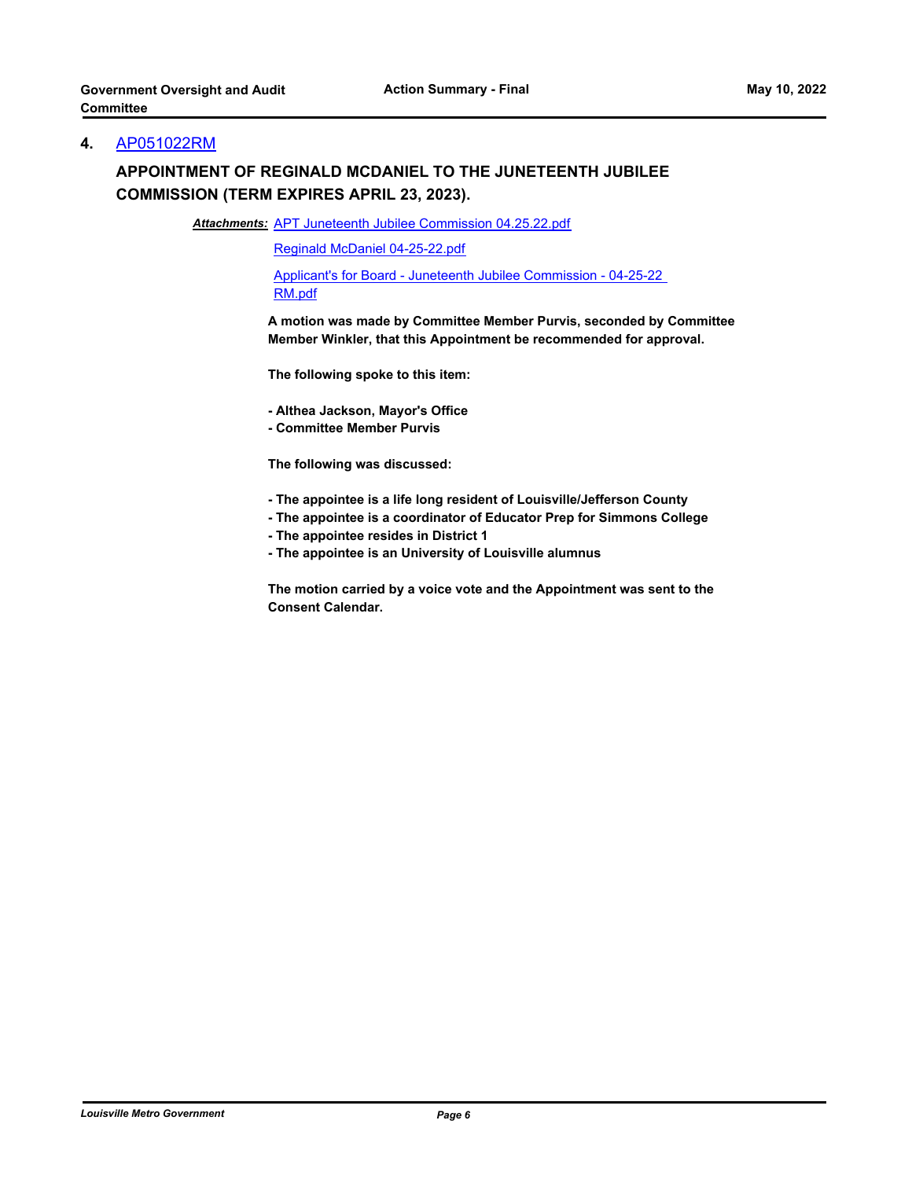## 4. AP051022RM

### APPOINTMENT OF REGINALD MCDANIEL TO THE JUNETEENTH JUBILEE COMMISSION (TERM EXPIRES APRIL 23, 2023).

***Attachments:*** APT Juneteenth Jubilee Commission 04.25.22.pdf

Reginald McDaniel 04-25-22.pdf

Applicant's for Board - Juneteenth Jubilee Commission - 04-25-22 RM.pdf

**A motion was made by Committee Member Purvis, seconded by Committee Member Winkler, that this Appointment be recommended for approval.**

**The following spoke to this item:**

- **Althea Jackson, Mayor's Office**
- **Committee Member Purvis**

**The following was discussed:**

- **The appointee is a life long resident of Louisville/Jefferson County**
- **The appointee is a coordinator of Educator Prep for Simmons College**
- **The appointee resides in District 1**
- **The appointee is an University of Louisville alumnus**

**The motion carried by a voice vote and the Appointment was sent to the Consent Calendar.**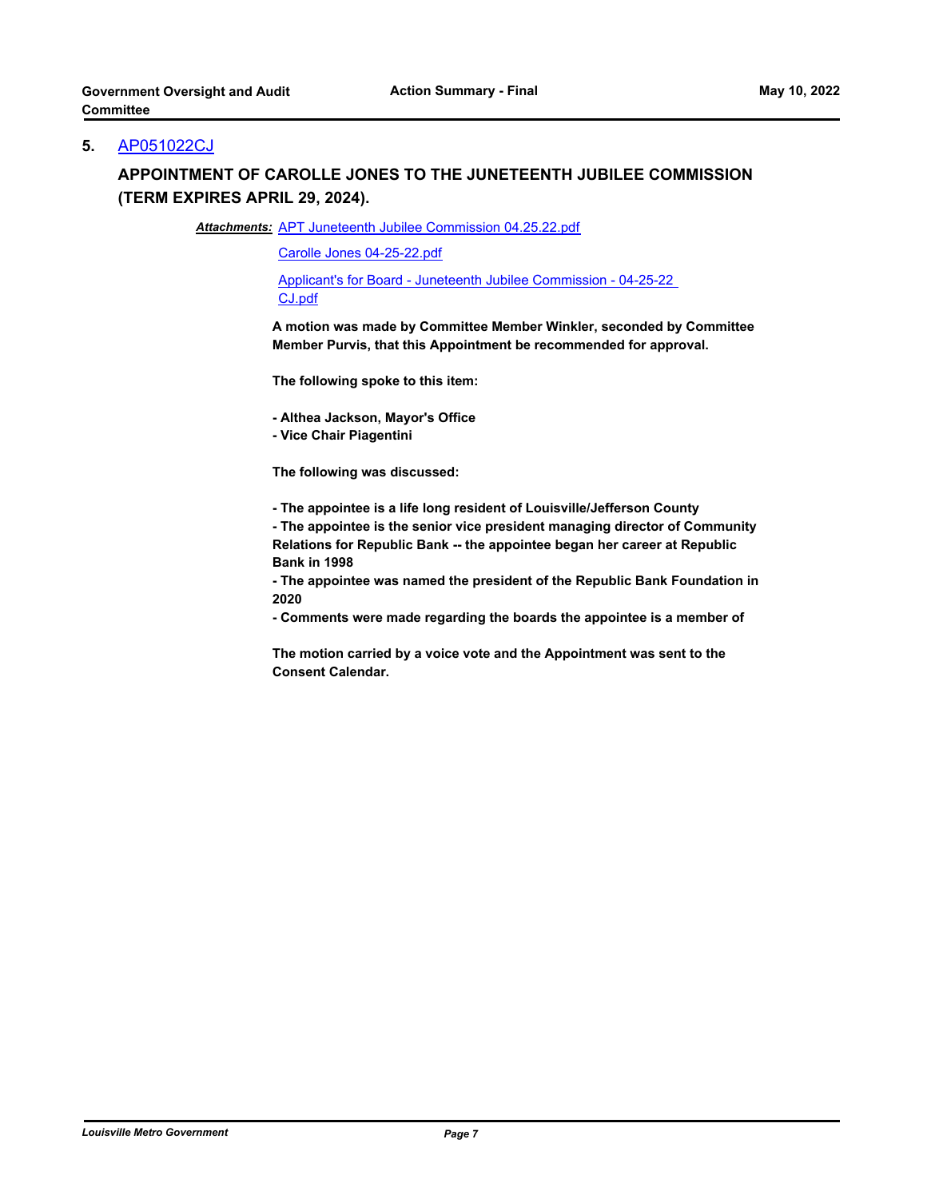## 5. AP051022CJ

### APPOINTMENT OF CAROLLE JONES TO THE JUNETEENTH JUBILEE COMMISSION (TERM EXPIRES APRIL 29, 2024).

***Attachments:*** APT Juneteenth Jubilee Commission 04.25.22.pdf

Carolle Jones 04-25-22.pdf

Applicant's for Board - Juneteenth Jubilee Commission - 04-25-22 CJ.pdf

**A motion was made by Committee Member Winkler, seconded by Committee Member Purvis, that this Appointment be recommended for approval.**

**The following spoke to this item:**

**- Althea Jackson, Mayor's Office**
**- Vice Chair Piagentini**

**The following was discussed:**

**- The appointee is a life long resident of Louisville/Jefferson County**
**- The appointee is the senior vice president managing director of Community Relations for Republic Bank -- the appointee began her career at Republic Bank in 1998**
**- The appointee was named the president of the Republic Bank Foundation in 2020**
**- Comments were made regarding the boards the appointee is a member of**

**The motion carried by a voice vote and the Appointment was sent to the Consent Calendar.**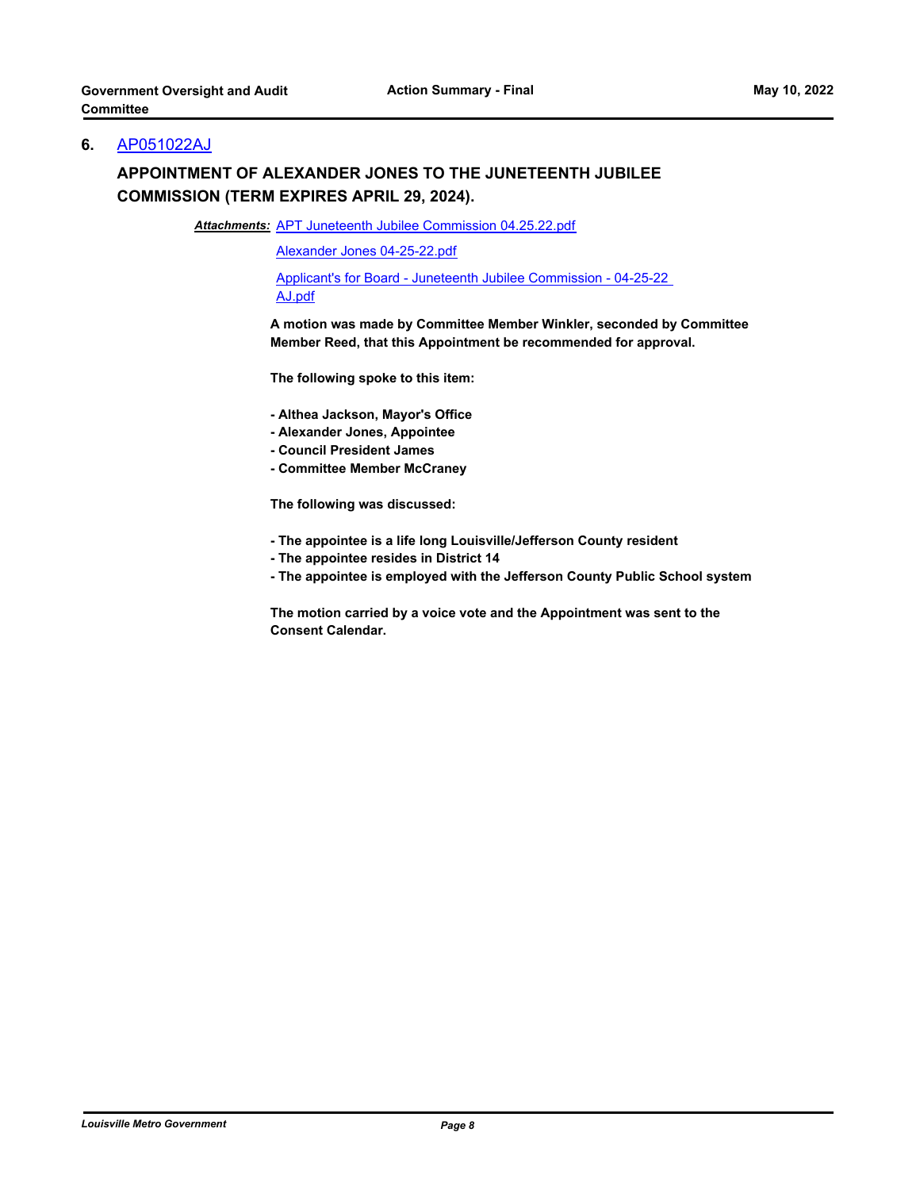**6.** AP051022AJ

**APPOINTMENT OF ALEXANDER JONES TO THE JUNETEENTH JUBILEE COMMISSION (TERM EXPIRES APRIL 29, 2024).**

***Attachments:*** APT Juneteenth Jubilee Commission 04.25.22.pdf

Alexander Jones 04-25-22.pdf

Applicant's for Board - Juneteenth Jubilee Commission - 04-25-22 AJ.pdf

**A motion was made by Committee Member Winkler, seconded by Committee Member Reed, that this Appointment be recommended for approval.**

**The following spoke to this item:**

**- Althea Jackson, Mayor's Office**
**- Alexander Jones, Appointee**
**- Council President James**
**- Committee Member McCraney**

**The following was discussed:**

**- The appointee is a life long Louisville/Jefferson County resident**
**- The appointee resides in District 14**
**- The appointee is employed with the Jefferson County Public School system**

**The motion carried by a voice vote and the Appointment was sent to the Consent Calendar.**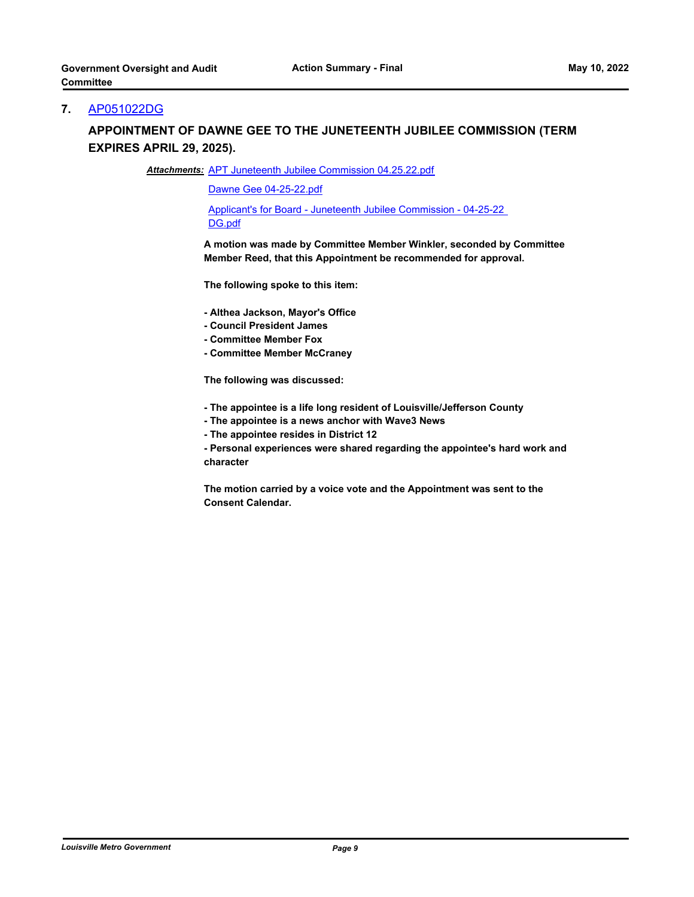## 7. AP051022DG

### APPOINTMENT OF DAWNE GEE TO THE JUNETEENTH JUBILEE COMMISSION (TERM EXPIRES APRIL 29, 2025).

***Attachments:*** APT Juneteenth Jubilee Commission 04.25.22.pdf

Dawne Gee 04-25-22.pdf

Applicant's for Board - Juneteenth Jubilee Commission - 04-25-22 DG.pdf

**A motion was made by Committee Member Winkler, seconded by Committee Member Reed, that this Appointment be recommended for approval.**

**The following spoke to this item:**

- **Althea Jackson, Mayor's Office**
- **Council President James**
- **Committee Member Fox**
- **Committee Member McCraney**

**The following was discussed:**

- **The appointee is a life long resident of Louisville/Jefferson County**
- **The appointee is a news anchor with Wave3 News**
- **The appointee resides in District 12**
- **Personal experiences were shared regarding the appointee's hard work and character**

**The motion carried by a voice vote and the Appointment was sent to the Consent Calendar.**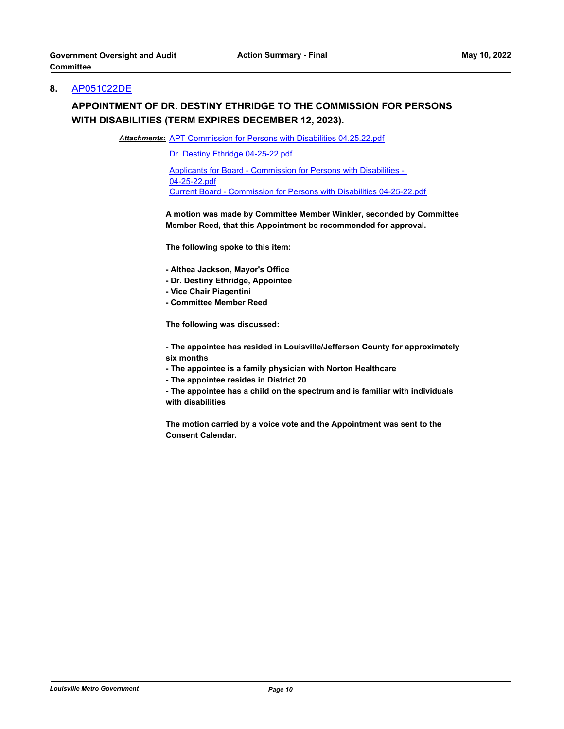## 8. AP051022DE

### APPOINTMENT OF DR. DESTINY ETHRIDGE TO THE COMMISSION FOR PERSONS WITH DISABILITIES (TERM EXPIRES DECEMBER 12, 2023).

***Attachments:*** APT Commission for Persons with Disabilities 04.25.22.pdf

Dr. Destiny Ethridge 04-25-22.pdf

Applicants for Board - Commission for Persons with Disabilities - 04-25-22.pdf

Current Board - Commission for Persons with Disabilities 04-25-22.pdf

**A motion was made by Committee Member Winkler, seconded by Committee Member Reed, that this Appointment be recommended for approval.**

**The following spoke to this item:**

**- Althea Jackson, Mayor's Office**
**- Dr. Destiny Ethridge, Appointee**
**- Vice Chair Piagentini**
**- Committee Member Reed**

**The following was discussed:**

**- The appointee has resided in Louisville/Jefferson County for approximately six months**
**- The appointee is a family physician with Norton Healthcare**
**- The appointee resides in District 20**
**- The appointee has a child on the spectrum and is familiar with individuals with disabilities**

**The motion carried by a voice vote and the Appointment was sent to the Consent Calendar.**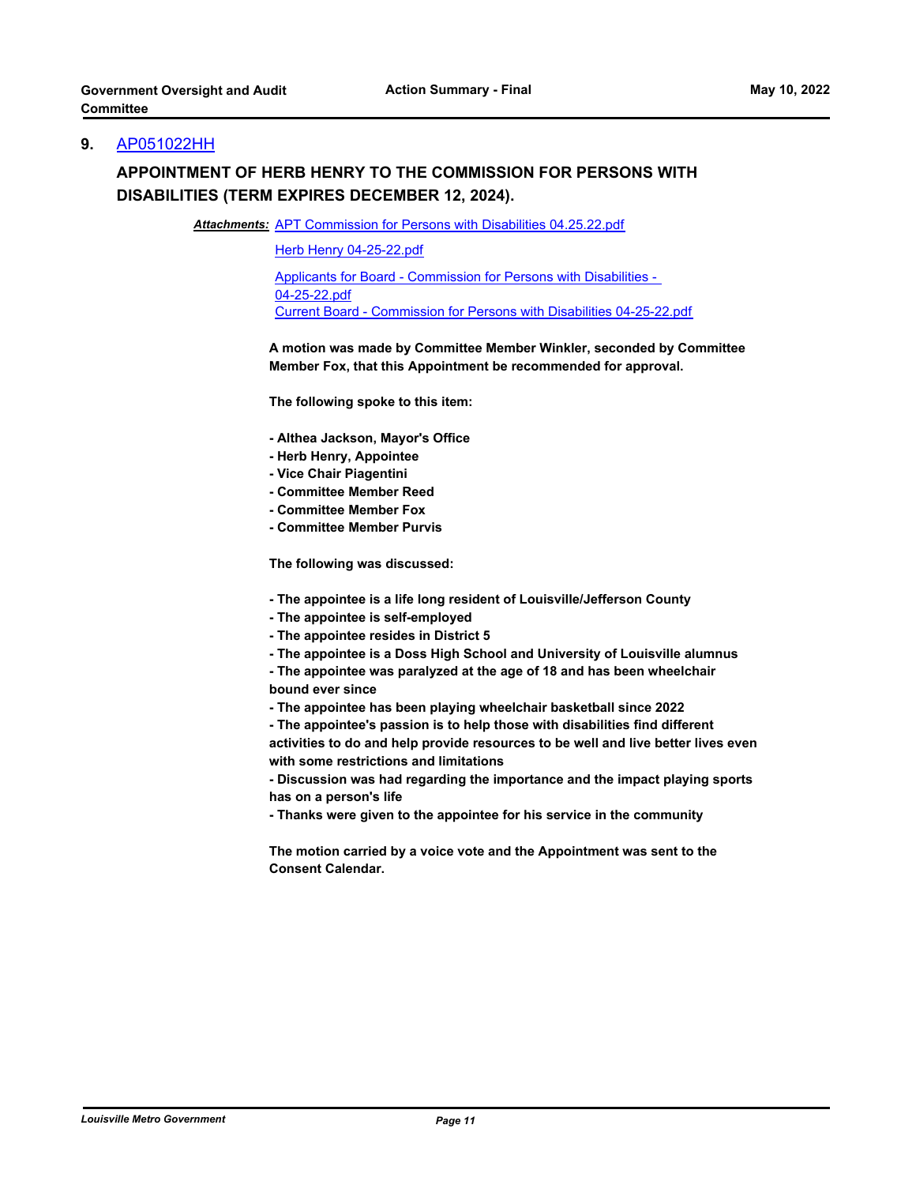## 9. AP051022HH

### APPOINTMENT OF HERB HENRY TO THE COMMISSION FOR PERSONS WITH DISABILITIES (TERM EXPIRES DECEMBER 12, 2024).

***Attachments:*** APT Commission for Persons with Disabilities 04.25.22.pdf

Herb Henry 04-25-22.pdf

Applicants for Board - Commission for Persons with Disabilities - 04-25-22.pdf

Current Board - Commission for Persons with Disabilities 04-25-22.pdf

**A motion was made by Committee Member Winkler, seconded by Committee Member Fox, that this Appointment be recommended for approval.**

**The following spoke to this item:**

**- Althea Jackson, Mayor's Office**
**- Herb Henry, Appointee**
**- Vice Chair Piagentini**
**- Committee Member Reed**
**- Committee Member Fox**
**- Committee Member Purvis**

**The following was discussed:**

**- The appointee is a life long resident of Louisville/Jefferson County**
**- The appointee is self-employed**
**- The appointee resides in District 5**
**- The appointee is a Doss High School and University of Louisville alumnus**
**- The appointee was paralyzed at the age of 18 and has been wheelchair bound ever since**
**- The appointee has been playing wheelchair basketball since 2022**
**- The appointee's passion is to help those with disabilities find different activities to do and help provide resources to be well and live better lives even with some restrictions and limitations**
**- Discussion was had regarding the importance and the impact playing sports has on a person's life**
**- Thanks were given to the appointee for his service in the community**

**The motion carried by a voice vote and the Appointment was sent to the Consent Calendar.**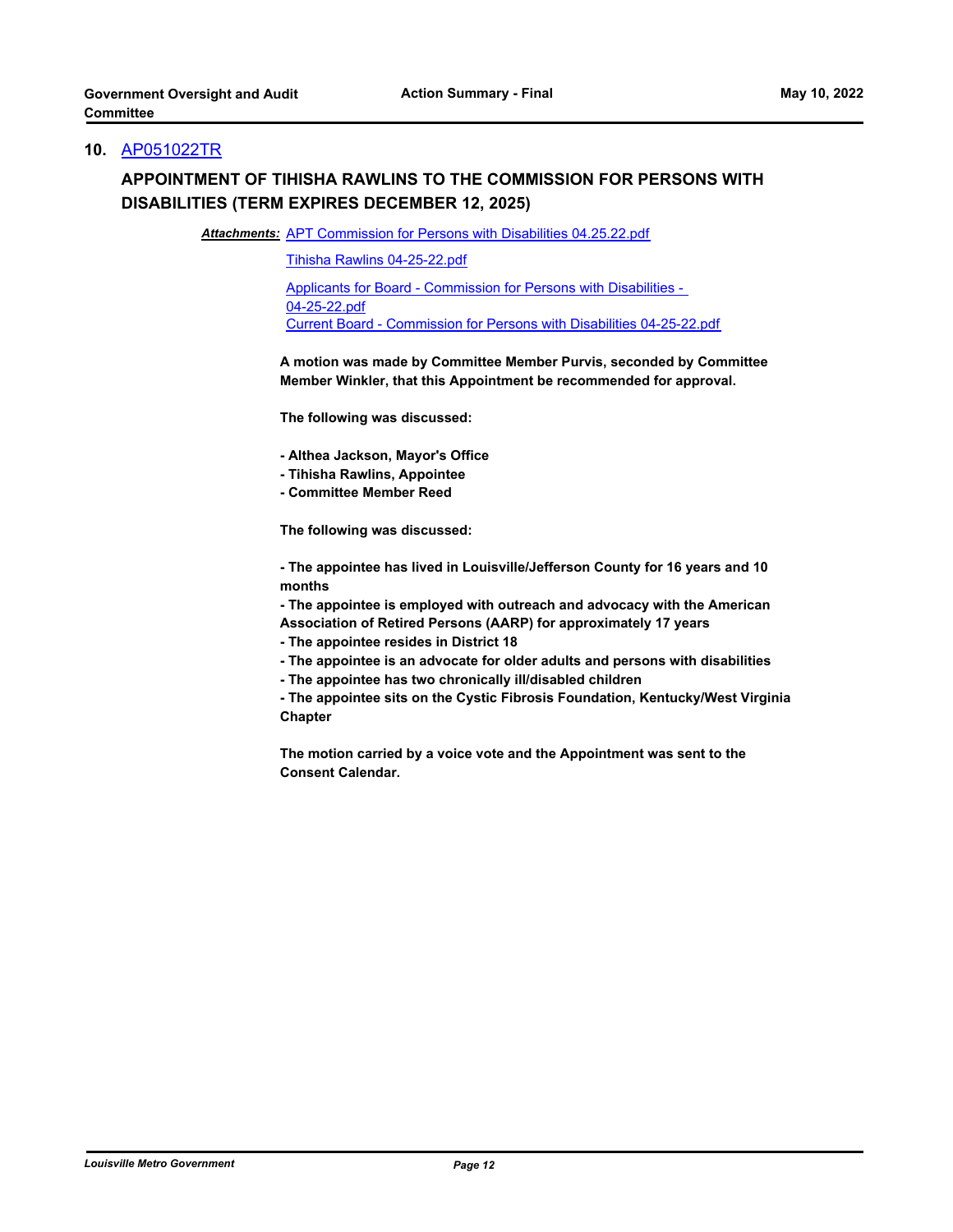## 10. AP051022TR

### APPOINTMENT OF TIHISHA RAWLINS TO THE COMMISSION FOR PERSONS WITH DISABILITIES (TERM EXPIRES DECEMBER 12, 2025)

***Attachments:*** APT Commission for Persons with Disabilities 04.25.22.pdf

Tihisha Rawlins 04-25-22.pdf

Applicants for Board - Commission for Persons with Disabilities - 04-25-22.pdf

Current Board - Commission for Persons with Disabilities 04-25-22.pdf

**A motion was made by Committee Member Purvis, seconded by Committee Member Winkler, that this Appointment be recommended for approval.**

**The following was discussed:**

**- Althea Jackson, Mayor's Office**
**- Tihisha Rawlins, Appointee**
**- Committee Member Reed**

**The following was discussed:**

**- The appointee has lived in Louisville/Jefferson County for 16 years and 10 months**
**- The appointee is employed with outreach and advocacy with the American Association of Retired Persons (AARP) for approximately 17 years**
**- The appointee resides in District 18**
**- The appointee is an advocate for older adults and persons with disabilities**
**- The appointee has two chronically ill/disabled children**
**- The appointee sits on the Cystic Fibrosis Foundation, Kentucky/West Virginia Chapter**

**The motion carried by a voice vote and the Appointment was sent to the Consent Calendar.**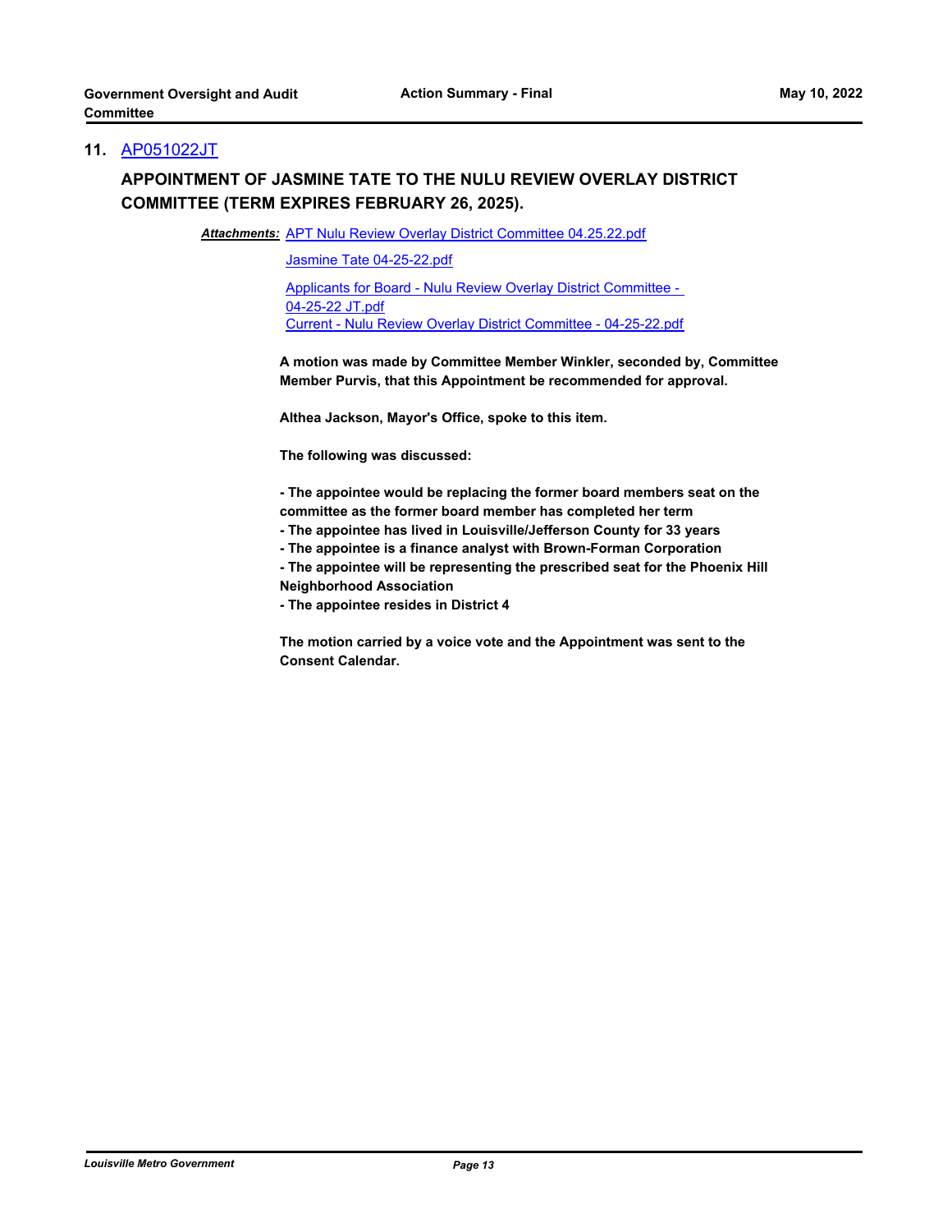**11.** AP051022JT

**APPOINTMENT OF JASMINE TATE TO THE NULU REVIEW OVERLAY DISTRICT COMMITTEE (TERM EXPIRES FEBRUARY 26, 2025).**

***Attachments:*** APT Nulu Review Overlay District Committee 04.25.22.pdf

Jasmine Tate 04-25-22.pdf

Applicants for Board - Nulu Review Overlay District Committee - 04-25-22 JT.pdf

Current - Nulu Review Overlay District Committee - 04-25-22.pdf

**A motion was made by Committee Member Winkler, seconded by, Committee Member Purvis, that this Appointment be recommended for approval.**

**Althea Jackson, Mayor's Office, spoke to this item.**

**The following was discussed:**

**- The appointee would be replacing the former board members seat on the committee as the former board member has completed her term**
**- The appointee has lived in Louisville/Jefferson County for 33 years**
**- The appointee is a finance analyst with Brown-Forman Corporation**
**- The appointee will be representing the prescribed seat for the Phoenix Hill Neighborhood Association**
**- The appointee resides in District 4**

**The motion carried by a voice vote and the Appointment was sent to the Consent Calendar.**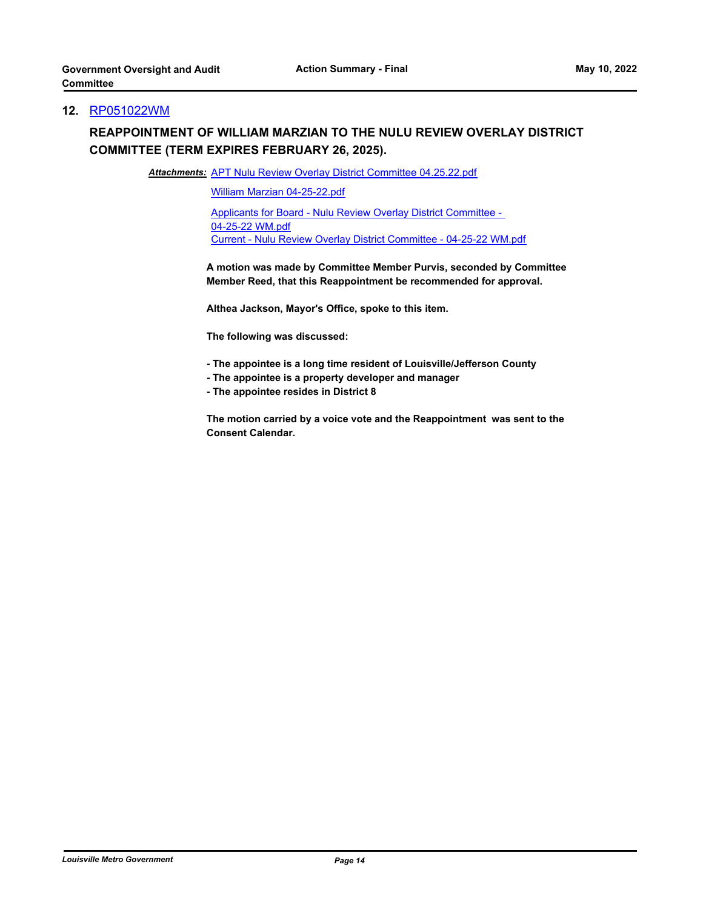## 12. RP051022WM

### REAPPOINTMENT OF WILLIAM MARZIAN TO THE NULU REVIEW OVERLAY DISTRICT COMMITTEE (TERM EXPIRES FEBRUARY 26, 2025).

***Attachments:*** APT Nulu Review Overlay District Committee 04.25.22.pdf

William Marzian 04-25-22.pdf

Applicants for Board - Nulu Review Overlay District Committee - 04-25-22 WM.pdf

Current - Nulu Review Overlay District Committee - 04-25-22 WM.pdf

**A motion was made by Committee Member Purvis, seconded by Committee Member Reed, that this Reappointment be recommended for approval.**

**Althea Jackson, Mayor's Office, spoke to this item.**

**The following was discussed:**

- **The appointee is a long time resident of Louisville/Jefferson County**
- **The appointee is a property developer and manager**
- **The appointee resides in District 8**

**The motion carried by a voice vote and the Reappointment was sent to the Consent Calendar.**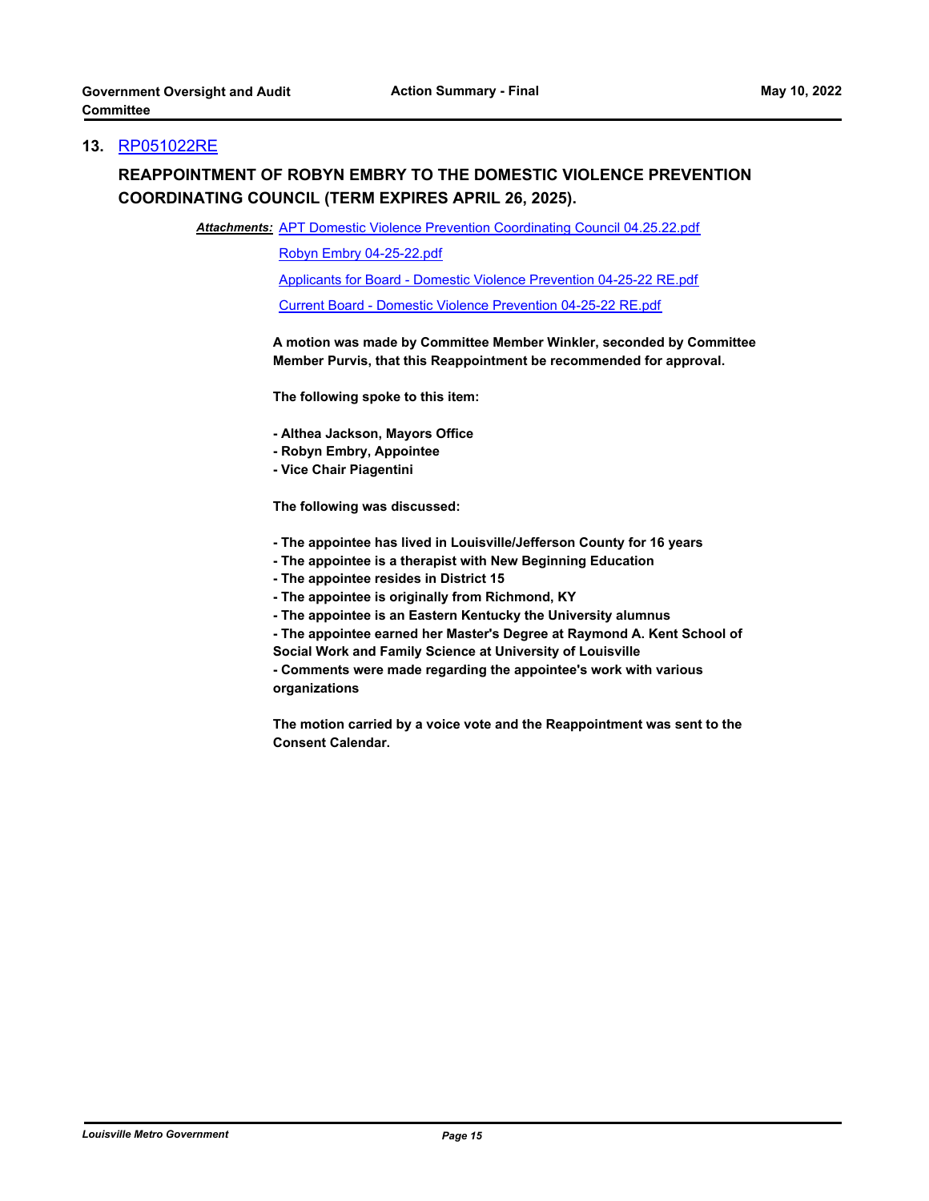## 13. RP051022RE

### REAPPOINTMENT OF ROBYN EMBRY TO THE DOMESTIC VIOLENCE PREVENTION COORDINATING COUNCIL (TERM EXPIRES APRIL 26, 2025).

***Attachments:*** APT Domestic Violence Prevention Coordinating Council 04.25.22.pdf

Robyn Embry 04-25-22.pdf

Applicants for Board - Domestic Violence Prevention 04-25-22 RE.pdf

Current Board - Domestic Violence Prevention 04-25-22 RE.pdf

**A motion was made by Committee Member Winkler, seconded by Committee Member Purvis, that this Reappointment be recommended for approval.**

**The following spoke to this item:**

**- Althea Jackson, Mayors Office**
**- Robyn Embry, Appointee**
**- Vice Chair Piagentini**

**The following was discussed:**

**- The appointee has lived in Louisville/Jefferson County for 16 years**
**- The appointee is a therapist with New Beginning Education**
**- The appointee resides in District 15**
**- The appointee is originally from Richmond, KY**
**- The appointee is an Eastern Kentucky the University alumnus**
**- The appointee earned her Master's Degree at Raymond A. Kent School of Social Work and Family Science at University of Louisville**
**- Comments were made regarding the appointee's work with various organizations**

**The motion carried by a voice vote and the Reappointment was sent to the Consent Calendar.**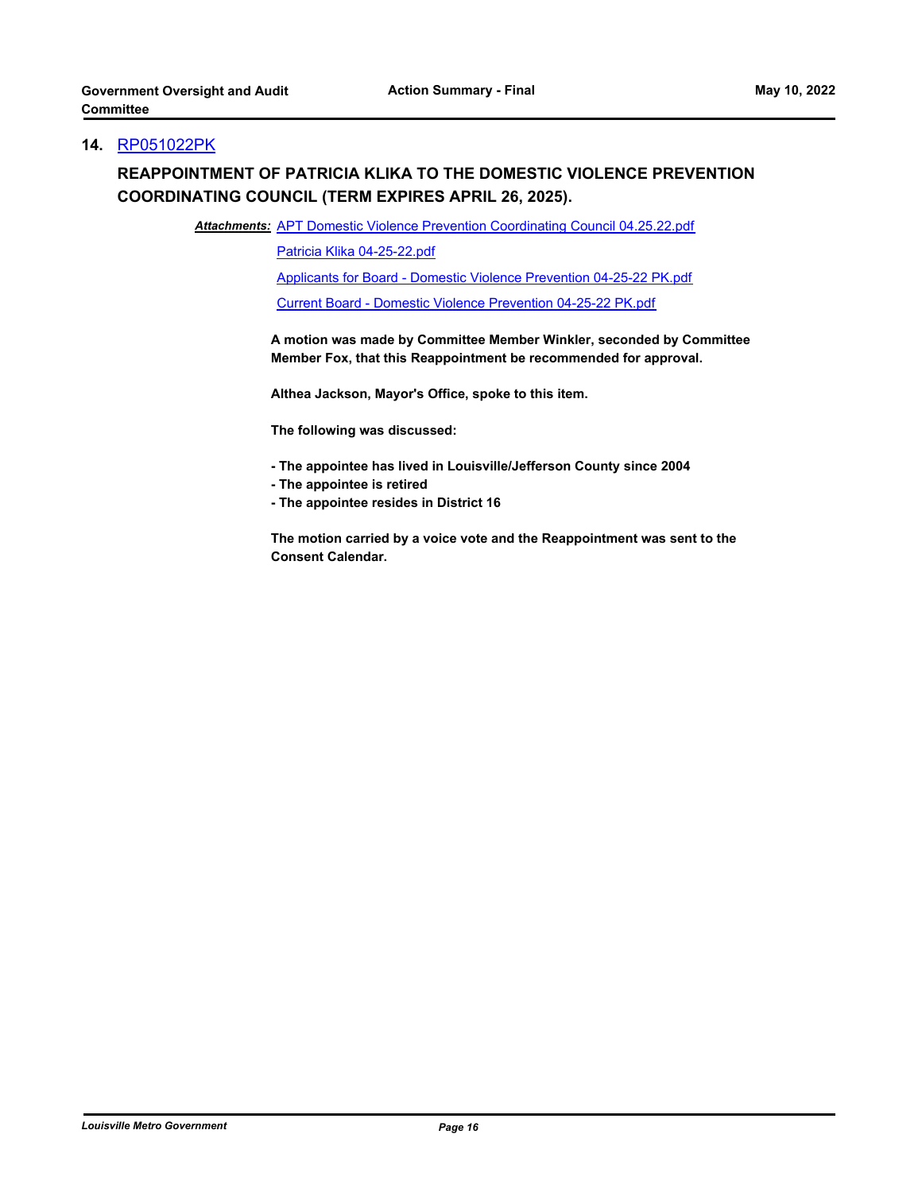**14.** RP051022PK

**REAPPOINTMENT OF PATRICIA KLIKA TO THE DOMESTIC VIOLENCE PREVENTION COORDINATING COUNCIL (TERM EXPIRES APRIL 26, 2025).**

***Attachments:*** APT Domestic Violence Prevention Coordinating Council 04.25.22.pdf

Patricia Klika 04-25-22.pdf

Applicants for Board - Domestic Violence Prevention 04-25-22 PK.pdf

Current Board - Domestic Violence Prevention 04-25-22 PK.pdf

**A motion was made by Committee Member Winkler, seconded by Committee Member Fox, that this Reappointment be recommended for approval.**

**Althea Jackson, Mayor's Office, spoke to this item.**

**The following was discussed:**

- **The appointee has lived in Louisville/Jefferson County since 2004**
- **The appointee is retired**
- **The appointee resides in District 16**

**The motion carried by a voice vote and the Reappointment was sent to the Consent Calendar.**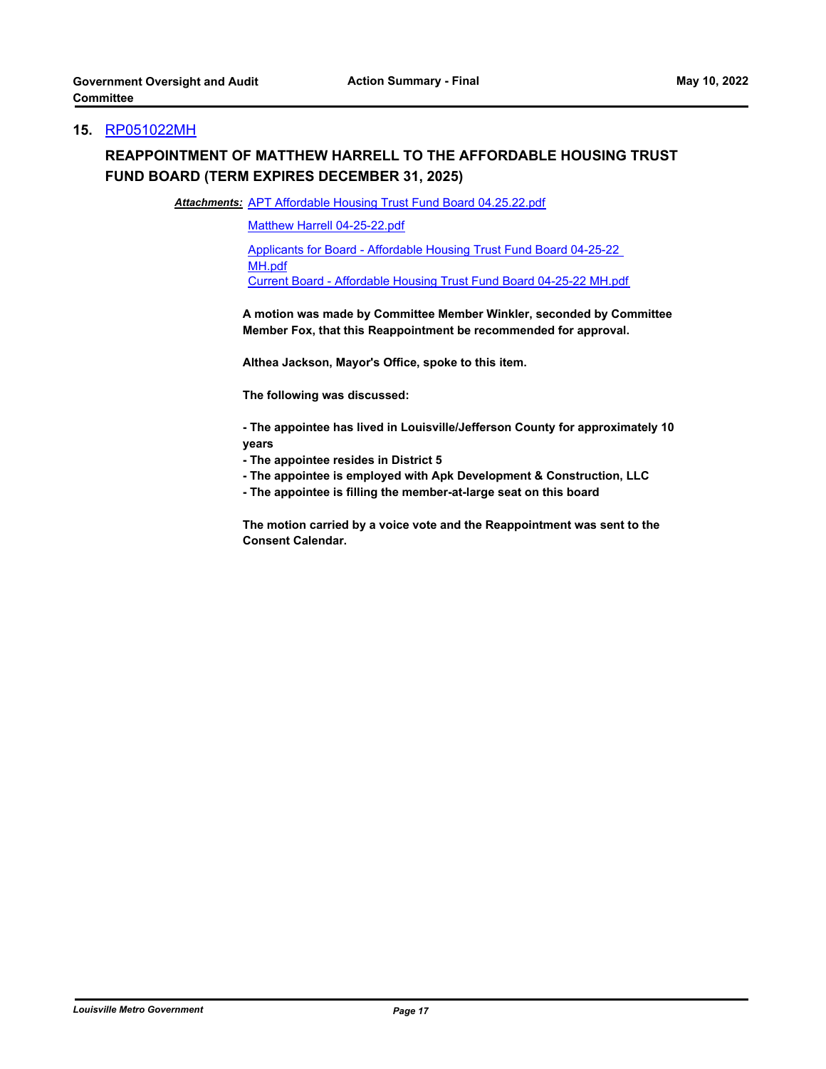## 15. RP051022MH

### REAPPOINTMENT OF MATTHEW HARRELL TO THE AFFORDABLE HOUSING TRUST FUND BOARD (TERM EXPIRES DECEMBER 31, 2025)

***Attachments:*** APT Affordable Housing Trust Fund Board 04.25.22.pdf

Matthew Harrell 04-25-22.pdf

Applicants for Board - Affordable Housing Trust Fund Board 04-25-22 MH.pdf

Current Board - Affordable Housing Trust Fund Board 04-25-22 MH.pdf

**A motion was made by Committee Member Winkler, seconded by Committee Member Fox, that this Reappointment be recommended for approval.**

**Althea Jackson, Mayor's Office, spoke to this item.**

**The following was discussed:**

- **The appointee has lived in Louisville/Jefferson County for approximately 10 years**
- **The appointee resides in District 5**
- **The appointee is employed with Apk Development & Construction, LLC**
- **The appointee is filling the member-at-large seat on this board**

**The motion carried by a voice vote and the Reappointment was sent to the Consent Calendar.**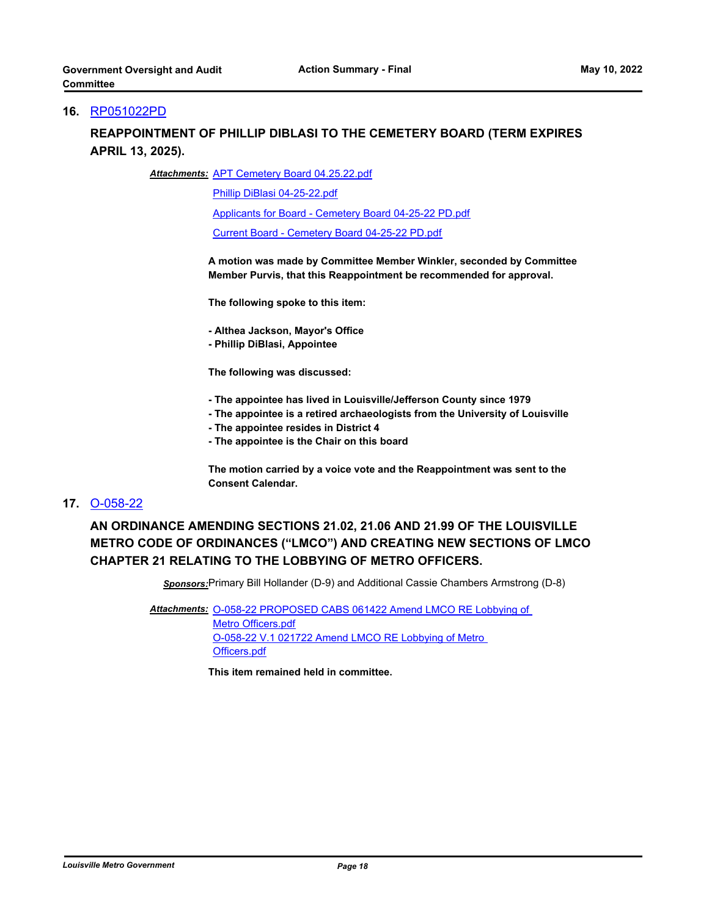## 16. RP051022PD

**REAPPOINTMENT OF PHILLIP DIBLASI TO THE CEMETERY BOARD (TERM EXPIRES APRIL 13, 2025).**

***Attachments:*** APT Cemetery Board 04.25.22.pdf
Phillip DiBlasi 04-25-22.pdf
Applicants for Board - Cemetery Board 04-25-22 PD.pdf
Current Board - Cemetery Board 04-25-22 PD.pdf

**A motion was made by Committee Member Winkler, seconded by Committee Member Purvis, that this Reappointment be recommended for approval.**

**The following spoke to this item:**

**- Althea Jackson, Mayor's Office**
**- Phillip DiBlasi, Appointee**

**The following was discussed:**

**- The appointee has lived in Louisville/Jefferson County since 1979**
**- The appointee is a retired archaeologists from the University of Louisville**
**- The appointee resides in District 4**
**- The appointee is the Chair on this board**

**The motion carried by a voice vote and the Reappointment was sent to the Consent Calendar.**

## 17. O-058-22

**AN ORDINANCE AMENDING SECTIONS 21.02, 21.06 AND 21.99 OF THE LOUISVILLE METRO CODE OF ORDINANCES ("LMCO") AND CREATING NEW SECTIONS OF LMCO CHAPTER 21 RELATING TO THE LOBBYING OF METRO OFFICERS.**

***Sponsors:*** Primary Bill Hollander (D-9) and Additional Cassie Chambers Armstrong (D-8)

***Attachments:*** O-058-22 PROPOSED CABS 061422 Amend LMCO RE Lobbying of Metro Officers.pdf
O-058-22 V.1 021722 Amend LMCO RE Lobbying of Metro Officers.pdf

**This item remained held in committee.**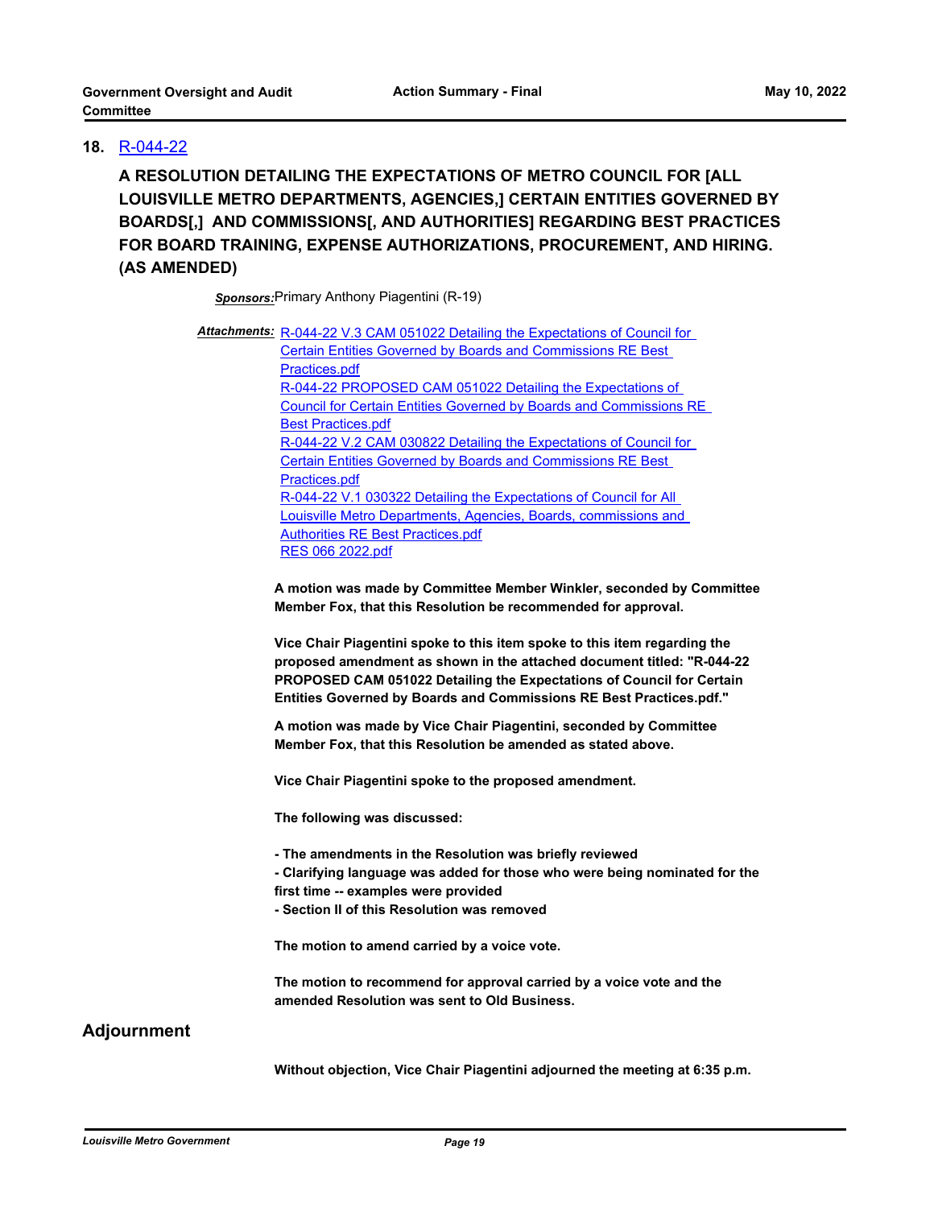**18.** R-044-22

**A RESOLUTION DETAILING THE EXPECTATIONS OF METRO COUNCIL FOR [ALL LOUISVILLE METRO DEPARTMENTS, AGENCIES,] CERTAIN ENTITIES GOVERNED BY BOARDS[,] AND COMMISSIONS[, AND AUTHORITIES] REGARDING BEST PRACTICES FOR BOARD TRAINING, EXPENSE AUTHORIZATIONS, PROCUREMENT, AND HIRING. (AS AMENDED)**

***Sponsors:*** Primary Anthony Piagentini (R-19)

***Attachments:*** R-044-22 V.3 CAM 051022 Detailing the Expectations of Council for Certain Entities Governed by Boards and Commissions RE Best Practices.pdf
R-044-22 PROPOSED CAM 051022 Detailing the Expectations of Council for Certain Entities Governed by Boards and Commissions RE Best Practices.pdf
R-044-22 V.2 CAM 030822 Detailing the Expectations of Council for Certain Entities Governed by Boards and Commissions RE Best Practices.pdf
R-044-22 V.1 030322 Detailing the Expectations of Council for All Louisville Metro Departments, Agencies, Boards, commissions and Authorities RE Best Practices.pdf
RES 066 2022.pdf

**A motion was made by Committee Member Winkler, seconded by Committee Member Fox, that this Resolution be recommended for approval.**

**Vice Chair Piagentini spoke to this item spoke to this item regarding the proposed amendment as shown in the attached document titled: "R-044-22 PROPOSED CAM 051022 Detailing the Expectations of Council for Certain Entities Governed by Boards and Commissions RE Best Practices.pdf."**

**A motion was made by Vice Chair Piagentini, seconded by Committee Member Fox, that this Resolution be amended as stated above.**

**Vice Chair Piagentini spoke to the proposed amendment.**

**The following was discussed:**

**- The amendments in the Resolution was briefly reviewed**
**- Clarifying language was added for those who were being nominated for the first time -- examples were provided**
**- Section II of this Resolution was removed**

**The motion to amend carried by a voice vote.**

**The motion to recommend for approval carried by a voice vote and the amended Resolution was sent to Old Business.**

## Adjournment

**Without objection, Vice Chair Piagentini adjourned the meeting at 6:35 p.m.**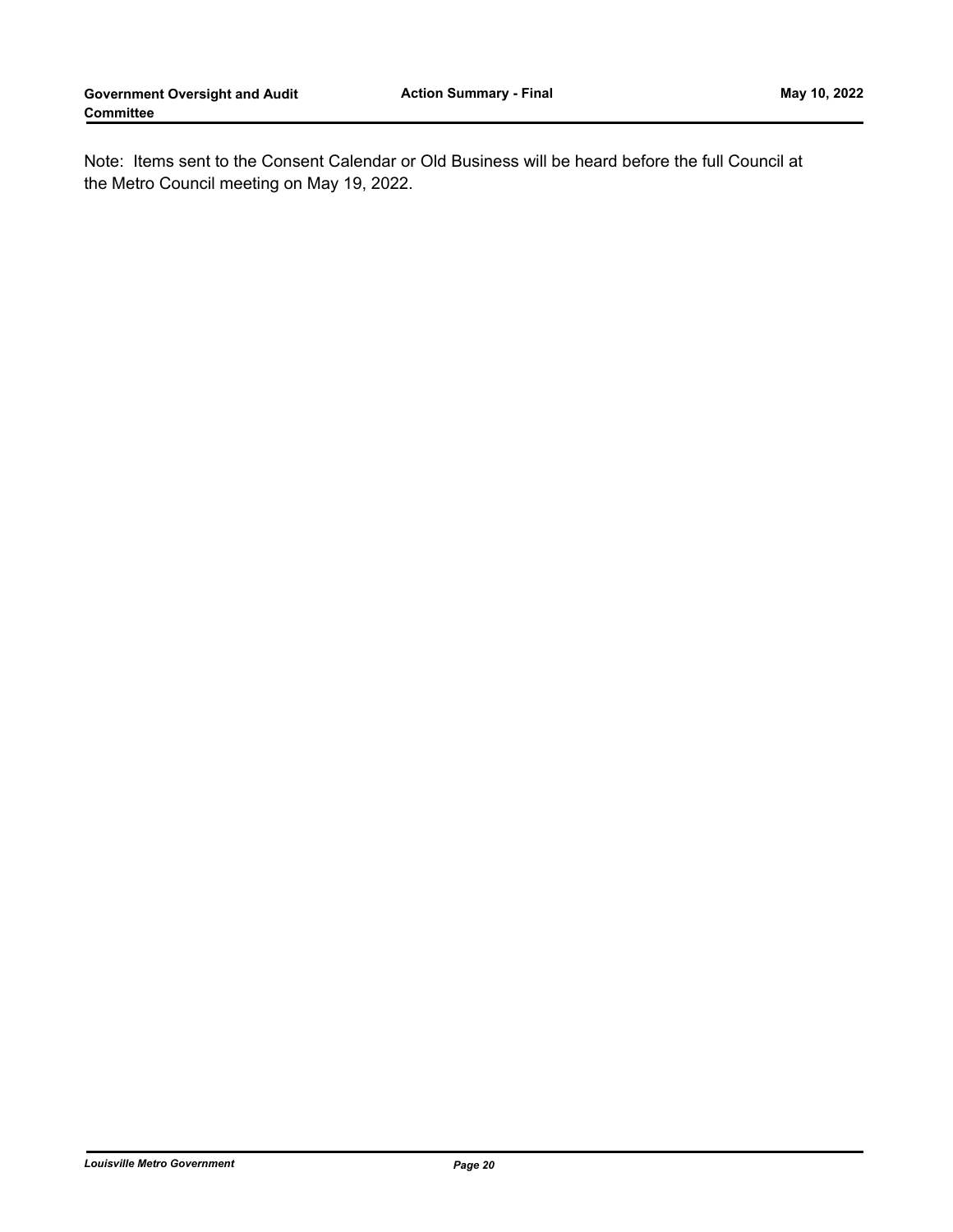Note: Items sent to the Consent Calendar or Old Business will be heard before the full Council at the Metro Council meeting on May 19, 2022.